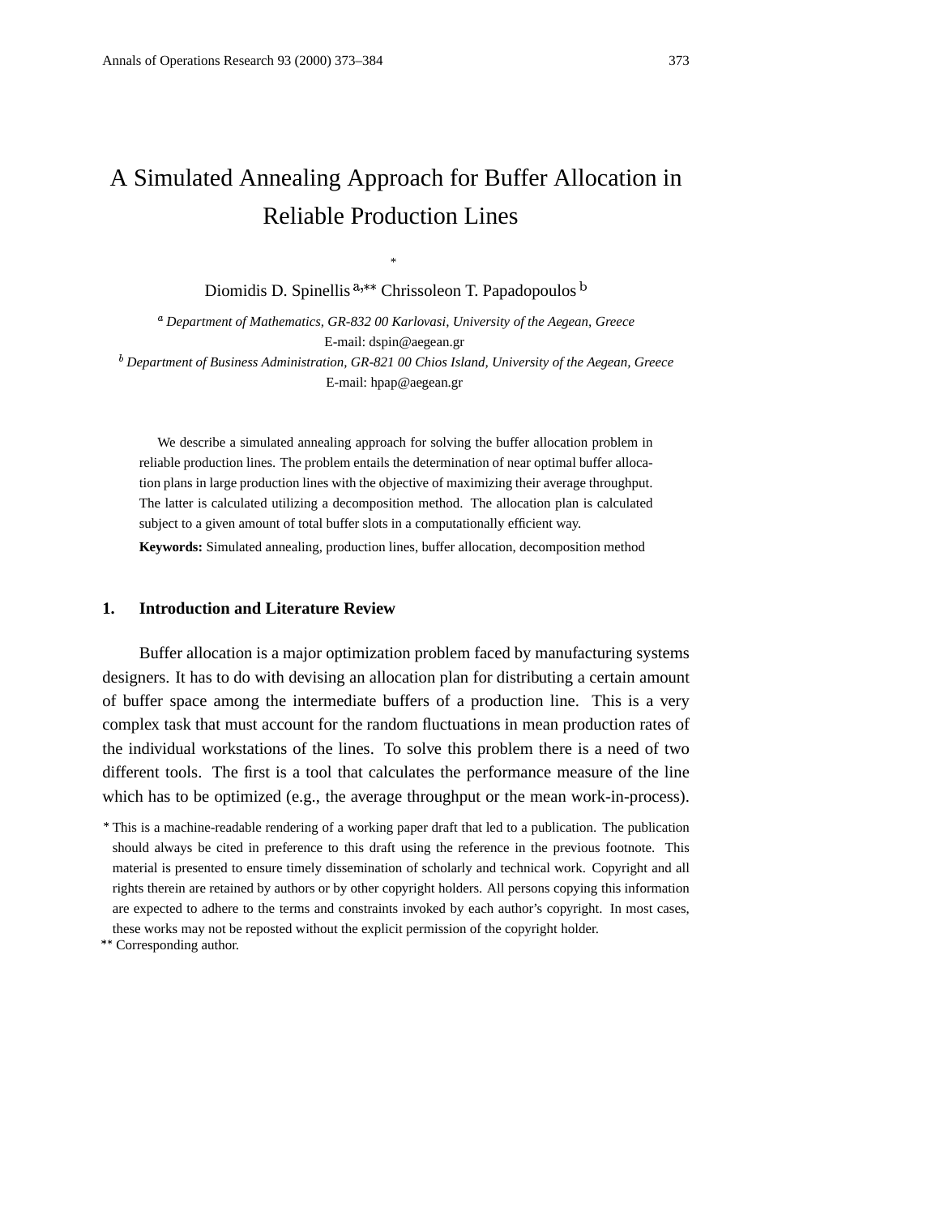# A Simulated Annealing Approach for Buffer Allocation in Reliable Production Lines

*

Diomidis D. Spinellis [a,**] Chrissoleon T. Papadopoulos [b]

[a] *Department of Mathematics, GR-832 00 Karlovasi, University of the Aegean, Greece*
E-mail: dspin@aegean.gr

[b] *Department of Business Administration, GR-821 00 Chios Island, University of the Aegean, Greece*
E-mail: hpap@aegean.gr

We describe a simulated annealing approach for solving the buffer allocation problem in reliable production lines. The problem entails the determination of near optimal buffer allocation plans in large production lines with the objective of maximizing their average throughput. The latter is calculated utilizing a decomposition method. The allocation plan is calculated subject to a given amount of total buffer slots in a computationally efficient way.

**Keywords:** Simulated annealing, production lines, buffer allocation, decomposition method

## 1. Introduction and Literature Review

Buffer allocation is a major optimization problem faced by manufacturing systems designers. It has to do with devising an allocation plan for distributing a certain amount of buffer space among the intermediate buffers of a production line. This is a very complex task that must account for the random fluctuations in mean production rates of the individual workstations of the lines. To solve this problem there is a need of two different tools. The first is a tool that calculates the performance measure of the line which has to be optimized (e.g., the average throughput or the mean work-in-process).

* This is a machine-readable rendering of a working paper draft that led to a publication. The publication should always be cited in preference to this draft using the reference in the previous footnote. This material is presented to ensure timely dissemination of scholarly and technical work. Copyright and all rights therein are retained by authors or by other copyright holders. All persons copying this information are expected to adhere to the terms and constraints invoked by each author's copyright. In most cases, these works may not be reposted without the explicit permission of the copyright holder.

** Corresponding author.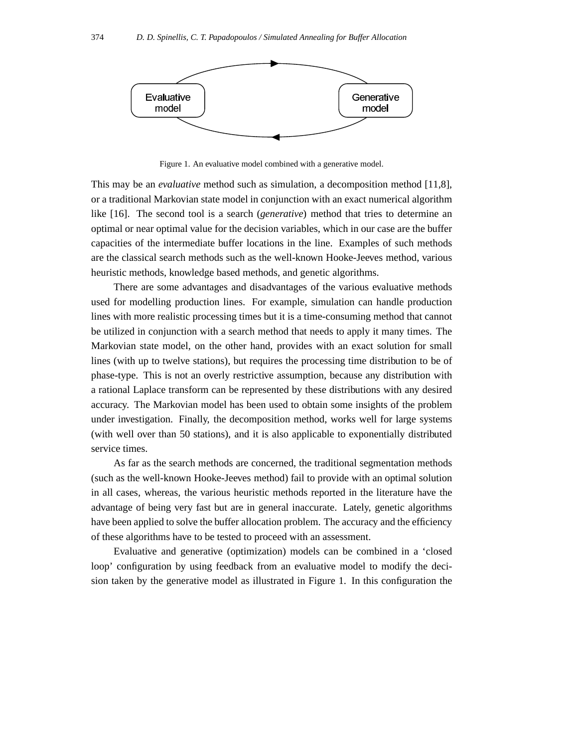Figure 1. An evaluative model combined with a generative model.

This may be an *evaluative* method such as simulation, a decomposition method [11,8], or a traditional Markovian state model in conjunction with an exact numerical algorithm like [16]. The second tool is a search (*generative*) method that tries to determine an optimal or near optimal value for the decision variables, which in our case are the buffer capacities of the intermediate buffer locations in the line. Examples of such methods are the classical search methods such as the well-known Hooke-Jeeves method, various heuristic methods, knowledge based methods, and genetic algorithms.

There are some advantages and disadvantages of the various evaluative methods used for modelling production lines. For example, simulation can handle production lines with more realistic processing times but it is a time-consuming method that cannot be utilized in conjunction with a search method that needs to apply it many times. The Markovian state model, on the other hand, provides with an exact solution for small lines (with up to twelve stations), but requires the processing time distribution to be of phase-type. This is not an overly restrictive assumption, because any distribution with a rational Laplace transform can be represented by these distributions with any desired accuracy. The Markovian model has been used to obtain some insights of the problem under investigation. Finally, the decomposition method, works well for large systems (with well over than 50 stations), and it is also applicable to exponentially distributed service times.

As far as the search methods are concerned, the traditional segmentation methods (such as the well-known Hooke-Jeeves method) fail to provide with an optimal solution in all cases, whereas, the various heuristic methods reported in the literature have the advantage of being very fast but are in general inaccurate. Lately, genetic algorithms have been applied to solve the buffer allocation problem. The accuracy and the efficiency of these algorithms have to be tested to proceed with an assessment.

Evaluative and generative (optimization) models can be combined in a 'closed loop' configuration by using feedback from an evaluative model to modify the decision taken by the generative model as illustrated in Figure 1. In this configuration the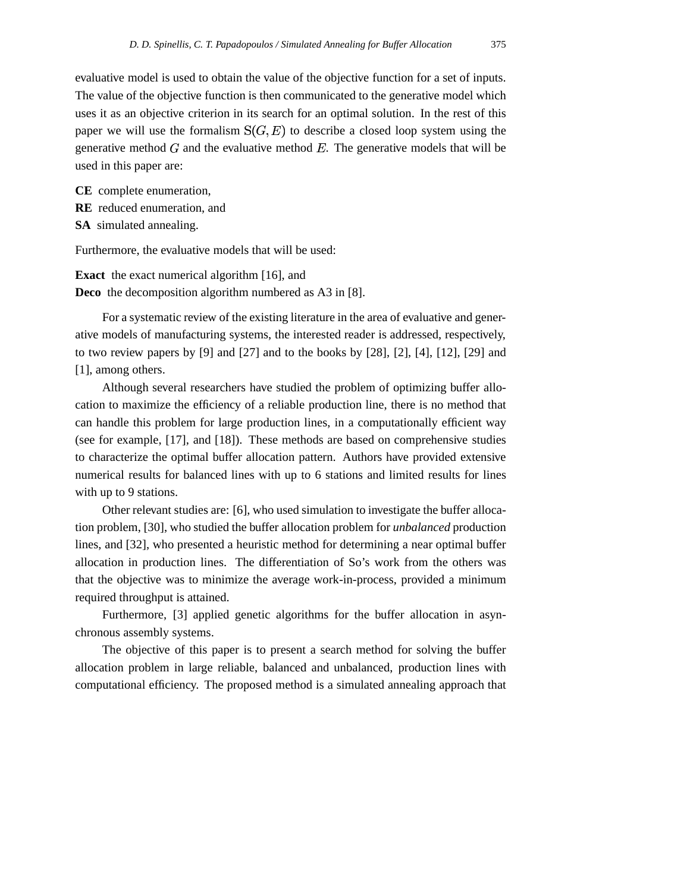evaluative model is used to obtain the value of the objective function for a set of inputs. The value of the objective function is then communicated to the generative model which uses it as an objective criterion in its search for an optimal solution. In the rest of this paper we will use the formalism $\mathrm{S}(G, E)$ to describe a closed loop system using the generative method $G$ and the evaluative method $E$. The generative models that will be used in this paper are:

**CE** complete enumeration,
**RE** reduced enumeration, and
**SA** simulated annealing.

Furthermore, the evaluative models that will be used:

**Exact** the exact numerical algorithm [16], and
**Deco** the decomposition algorithm numbered as A3 in [8].

For a systematic review of the existing literature in the area of evaluative and generative models of manufacturing systems, the interested reader is addressed, respectively, to two review papers by [9] and [27] and to the books by [28], [2], [4], [12], [29] and [1], among others.

Although several researchers have studied the problem of optimizing buffer allocation to maximize the efficiency of a reliable production line, there is no method that can handle this problem for large production lines, in a computationally efficient way (see for example, [17], and [18]). These methods are based on comprehensive studies to characterize the optimal buffer allocation pattern. Authors have provided extensive numerical results for balanced lines with up to 6 stations and limited results for lines with up to 9 stations.

Other relevant studies are: [6], who used simulation to investigate the buffer allocation problem, [30], who studied the buffer allocation problem for *unbalanced* production lines, and [32], who presented a heuristic method for determining a near optimal buffer allocation in production lines. The differentiation of So's work from the others was that the objective was to minimize the average work-in-process, provided a minimum required throughput is attained.

Furthermore, [3] applied genetic algorithms for the buffer allocation in asynchronous assembly systems.

The objective of this paper is to present a search method for solving the buffer allocation problem in large reliable, balanced and unbalanced, production lines with computational efficiency. The proposed method is a simulated annealing approach that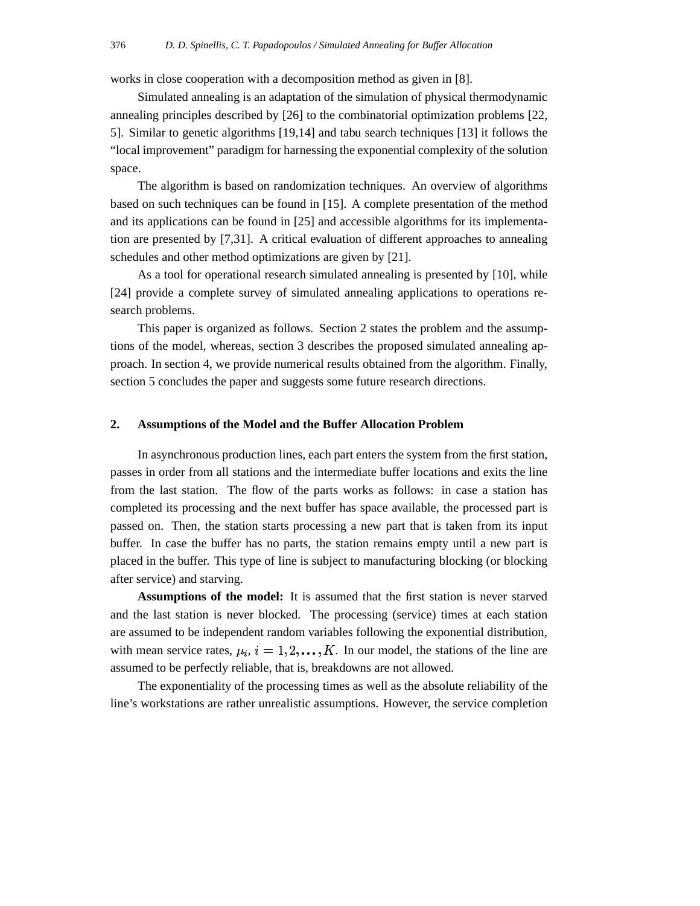works in close cooperation with a decomposition method as given in [8].

Simulated annealing is an adaptation of the simulation of physical thermodynamic annealing principles described by [26] to the combinatorial optimization problems [22, 5]. Similar to genetic algorithms [19,14] and tabu search techniques [13] it follows the "local improvement" paradigm for harnessing the exponential complexity of the solution space.

The algorithm is based on randomization techniques. An overview of algorithms based on such techniques can be found in [15]. A complete presentation of the method and its applications can be found in [25] and accessible algorithms for its implementation are presented by [7,31]. A critical evaluation of different approaches to annealing schedules and other method optimizations are given by [21].

As a tool for operational research simulated annealing is presented by [10], while [24] provide a complete survey of simulated annealing applications to operations research problems.

This paper is organized as follows. Section 2 states the problem and the assumptions of the model, whereas, section 3 describes the proposed simulated annealing approach. In section 4, we provide numerical results obtained from the algorithm. Finally, section 5 concludes the paper and suggests some future research directions.

## 2. Assumptions of the Model and the Buffer Allocation Problem

In asynchronous production lines, each part enters the system from the first station, passes in order from all stations and the intermediate buffer locations and exits the line from the last station. The flow of the parts works as follows: in case a station has completed its processing and the next buffer has space available, the processed part is passed on. Then, the station starts processing a new part that is taken from its input buffer. In case the buffer has no parts, the station remains empty until a new part is placed in the buffer. This type of line is subject to manufacturing blocking (or blocking after service) and starving.

**Assumptions of the model:** It is assumed that the first station is never starved and the last station is never blocked. The processing (service) times at each station are assumed to be independent random variables following the exponential distribution, with mean service rates, $\mu_i$, $i = 1, 2, \ldots, K$. In our model, the stations of the line are assumed to be perfectly reliable, that is, breakdowns are not allowed.

The exponentiality of the processing times as well as the absolute reliability of the line's workstations are rather unrealistic assumptions. However, the service completion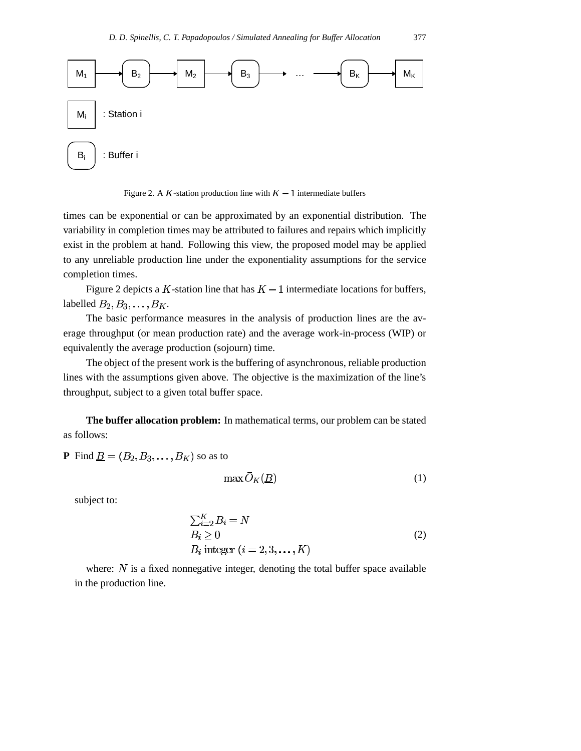Figure 2. A $K$-station production line with $K-1$ intermediate buffers

times can be exponential or can be approximated by an exponential distribution. The variability in completion times may be attributed to failures and repairs which implicitly exist in the problem at hand. Following this view, the proposed model may be applied to any unreliable production line under the exponentiality assumptions for the service completion times.

Figure 2 depicts a $K$-station line that has $K-1$ intermediate locations for buffers, labelled $B_2, B_3, \ldots, B_K$.

The basic performance measures in the analysis of production lines are the average throughput (or mean production rate) and the average work-in-process (WIP) or equivalently the average production (sojourn) time.

The object of the present work is the buffering of asynchronous, reliable production lines with the assumptions given above. The objective is the maximization of the line's throughput, subject to a given total buffer space.

**The buffer allocation problem:** In mathematical terms, our problem can be stated as follows:

**P** Find $\underline{B} = (B_2, B_3, \ldots, B_K)$ so as to

$$\max \bar{O}_K(\underline{B}) \tag{1}$$

subject to:

$$\begin{aligned} &\textstyle\sum_{i=2}^{K} B_i = N \\ &B_i \geq 0 \\ &B_i \text{ integer } (i = 2, 3, \ldots, K) \end{aligned} \tag{2}$$

where: $N$ is a fixed nonnegative integer, denoting the total buffer space available in the production line.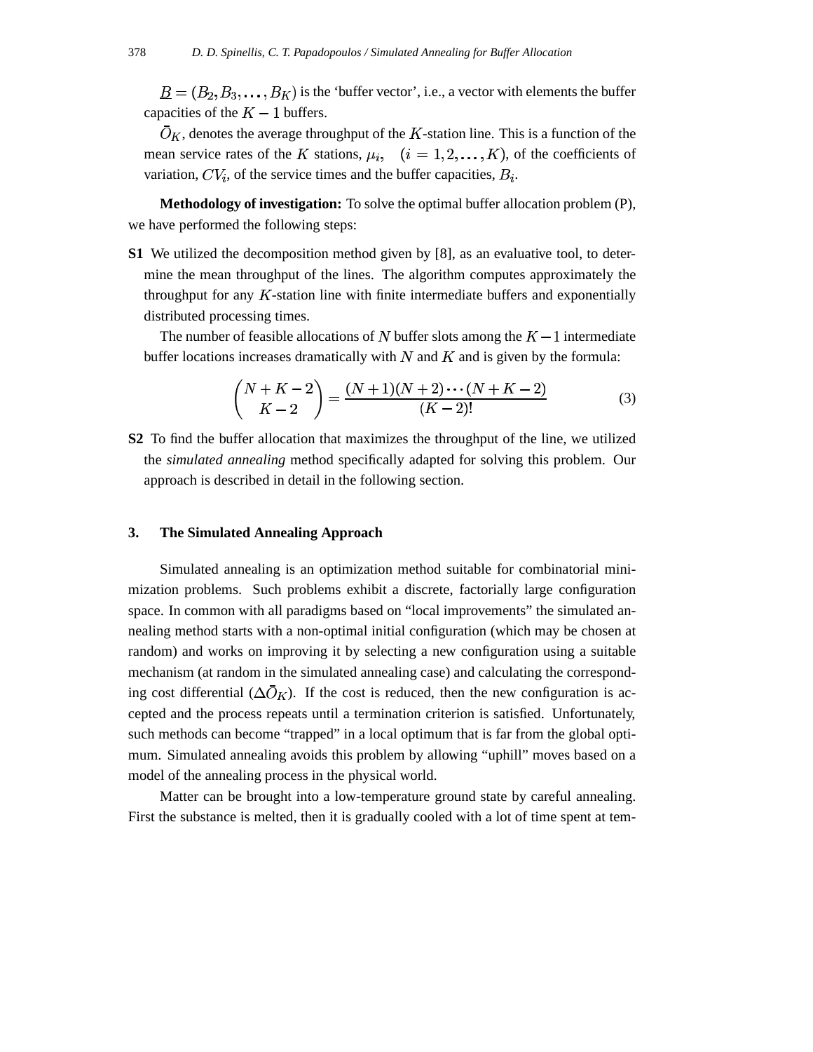$\underline{B} = (B_2, B_3, \ldots, B_K)$ is the 'buffer vector', i.e., a vector with elements the buffer capacities of the $K-1$ buffers.

$\bar{O}_K$, denotes the average throughput of the $K$-station line. This is a function of the mean service rates of the $K$ stations, $\mu_i, \quad (i = 1, 2, \ldots, K)$, of the coefficients of variation, $CV_i$, of the service times and the buffer capacities, $B_i$.

**Methodology of investigation:** To solve the optimal buffer allocation problem (P), we have performed the following steps:

**S1** We utilized the decomposition method given by [8], as an evaluative tool, to determine the mean throughput of the lines. The algorithm computes approximately the throughput for any $K$-station line with finite intermediate buffers and exponentially distributed processing times.

The number of feasible allocations of $N$ buffer slots among the $K-1$ intermediate buffer locations increases dramatically with $N$ and $K$ and is given by the formula:

$$\binom{N+K-2}{K-2} = \frac{(N+1)(N+2)\cdots(N+K-2)}{(K-2)!} \tag{3}$$

**S2** To find the buffer allocation that maximizes the throughput of the line, we utilized the *simulated annealing* method specifically adapted for solving this problem. Our approach is described in detail in the following section.

## 3. The Simulated Annealing Approach

Simulated annealing is an optimization method suitable for combinatorial minimization problems. Such problems exhibit a discrete, factorially large configuration space. In common with all paradigms based on "local improvements" the simulated annealing method starts with a non-optimal initial configuration (which may be chosen at random) and works on improving it by selecting a new configuration using a suitable mechanism (at random in the simulated annealing case) and calculating the corresponding cost differential ($\Delta\bar{O}_K$). If the cost is reduced, then the new configuration is accepted and the process repeats until a termination criterion is satisfied. Unfortunately, such methods can become "trapped" in a local optimum that is far from the global optimum. Simulated annealing avoids this problem by allowing "uphill" moves based on a model of the annealing process in the physical world.

Matter can be brought into a low-temperature ground state by careful annealing. First the substance is melted, then it is gradually cooled with a lot of time spent at tem-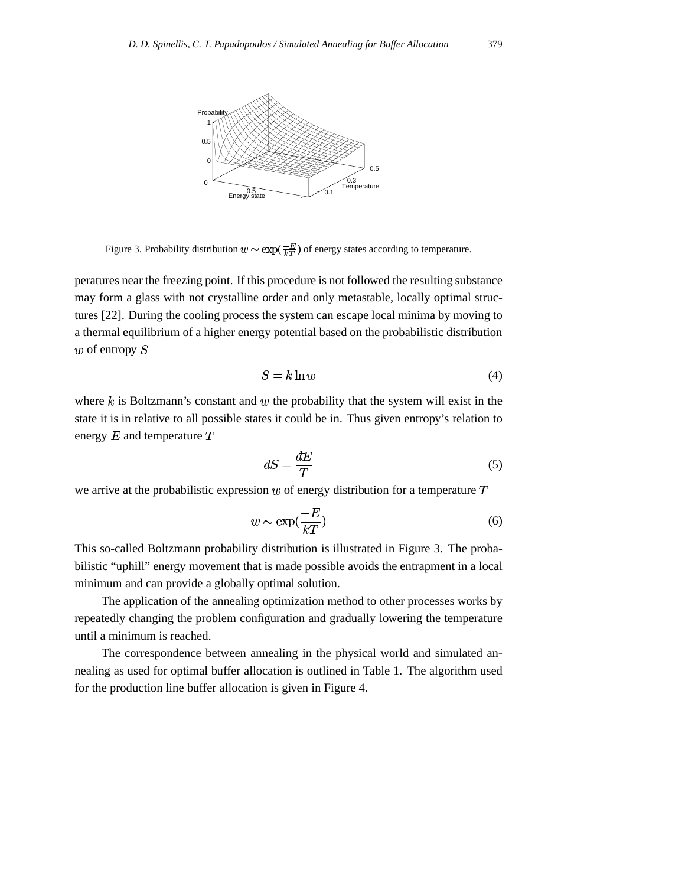Figure 3. Probability distribution $w \sim \exp(\frac{-E}{kT})$ of energy states according to temperature.

peratures near the freezing point. If this procedure is not followed the resulting substance may form a glass with not crystalline order and only metastable, locally optimal structures [22]. During the cooling process the system can escape local minima by moving to a thermal equilibrium of a higher energy potential based on the probabilistic distribution $w$ of entropy $S$

$$S = k \ln w \tag{4}$$

where $k$ is Boltzmann's constant and $w$ the probability that the system will exist in the state it is in relative to all possible states it could be in. Thus given entropy's relation to energy $E$ and temperature $T$

$$dS = \frac{đE}{T} \tag{5}$$

we arrive at the probabilistic expression $w$ of energy distribution for a temperature $T$

$$w \sim \exp(\frac{-E}{kT}) \tag{6}$$

This so-called Boltzmann probability distribution is illustrated in Figure 3. The probabilistic "uphill" energy movement that is made possible avoids the entrapment in a local minimum and can provide a globally optimal solution.

The application of the annealing optimization method to other processes works by repeatedly changing the problem configuration and gradually lowering the temperature until a minimum is reached.

The correspondence between annealing in the physical world and simulated annealing as used for optimal buffer allocation is outlined in Table 1. The algorithm used for the production line buffer allocation is given in Figure 4.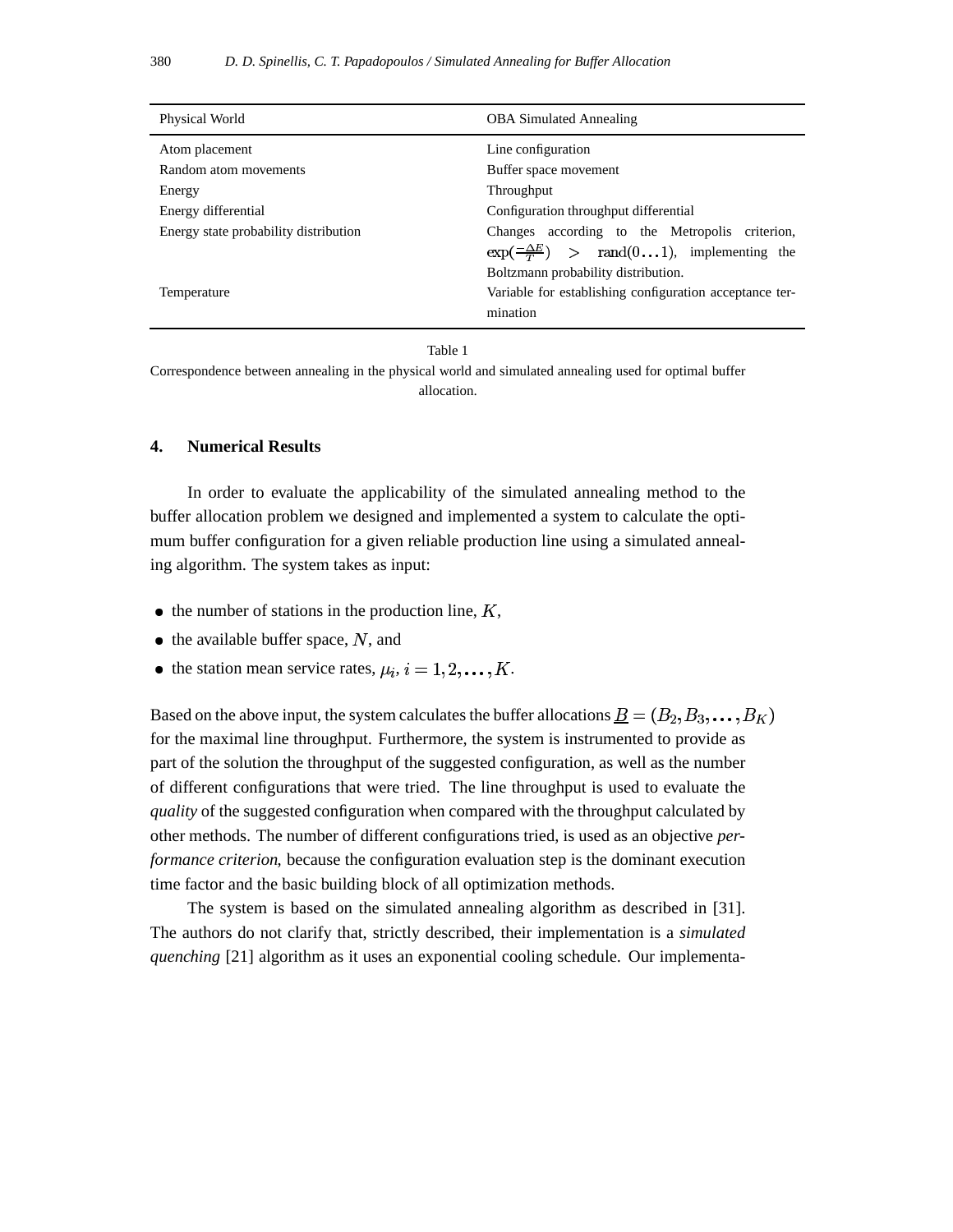| Physical World | OBA Simulated Annealing |
|---|---|
| Atom placement | Line configuration |
| Random atom movements | Buffer space movement |
| Energy | Throughput |
| Energy differential | Configuration throughput differential |
| Energy state probability distribution | Changes according to the Metropolis criterion, $\exp(\frac{-\Delta E}{T}) > \text{rand}(0 \ldots 1)$, implementing the Boltzmann probability distribution. |
| Temperature | Variable for establishing configuration acceptance termination |

Table 1

Correspondence between annealing in the physical world and simulated annealing used for optimal buffer allocation.

## 4. Numerical Results

In order to evaluate the applicability of the simulated annealing method to the buffer allocation problem we designed and implemented a system to calculate the optimum buffer configuration for a given reliable production line using a simulated annealing algorithm. The system takes as input:

- the number of stations in the production line, $K$,
- the available buffer space, $N$, and
- the station mean service rates, $\mu_i$, $i = 1, 2, \ldots, K$.

Based on the above input, the system calculates the buffer allocations $\underline{B} = (B_2, B_3, \ldots, B_K)$ for the maximal line throughput. Furthermore, the system is instrumented to provide as part of the solution the throughput of the suggested configuration, as well as the number of different configurations that were tried. The line throughput is used to evaluate the *quality* of the suggested configuration when compared with the throughput calculated by other methods. The number of different configurations tried, is used as an objective *performance criterion*, because the configuration evaluation step is the dominant execution time factor and the basic building block of all optimization methods.

The system is based on the simulated annealing algorithm as described in [31]. The authors do not clarify that, strictly described, their implementation is a *simulated quenching* [21] algorithm as it uses an exponential cooling schedule. Our implementa-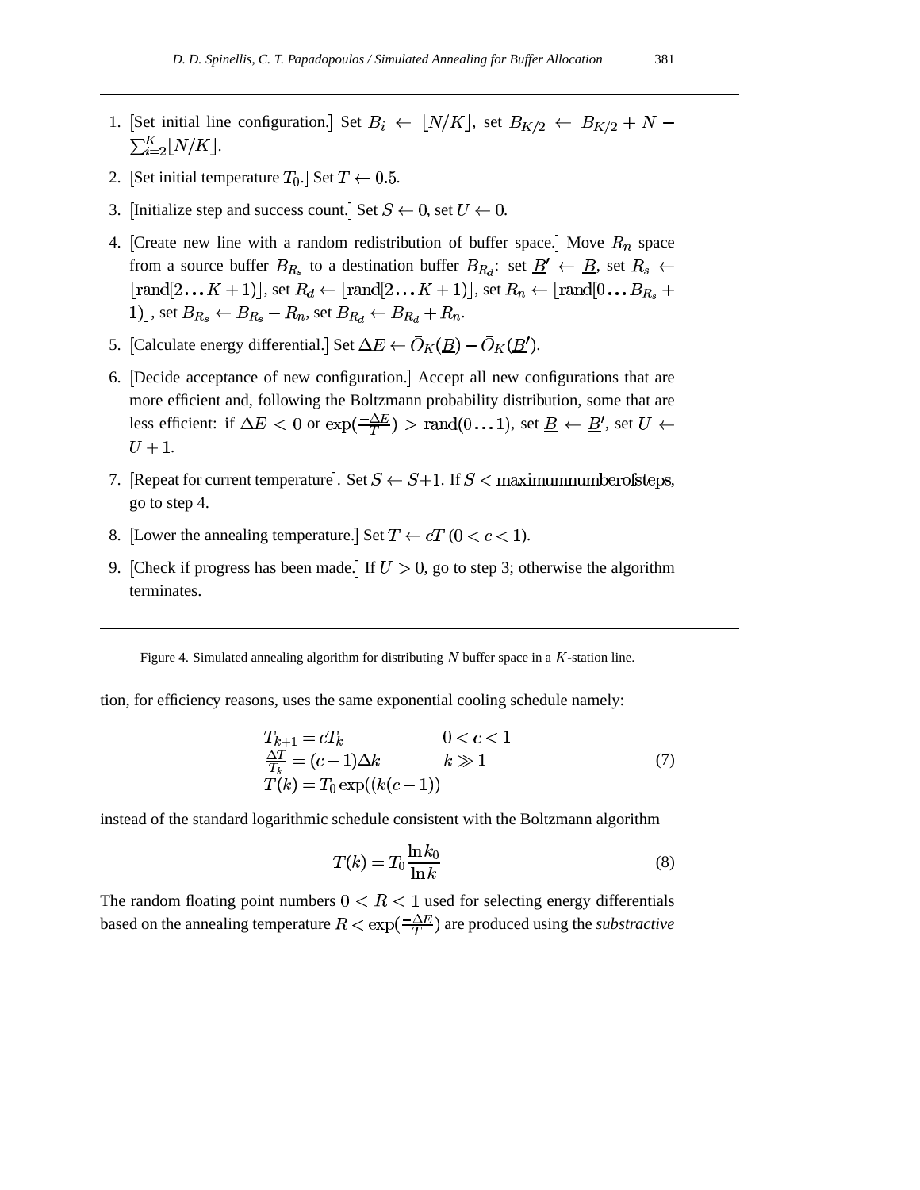1. [Set initial line configuration.] Set $B_i \leftarrow \lfloor N/K \rfloor$, set $B_{K/2} \leftarrow B_{K/2} + N - \sum_{i=2}^{K} \lfloor N/K \rfloor$.

2. [Set initial temperature $T_0$.] Set $T \leftarrow 0.5$.

3. [Initialize step and success count.] Set $S \leftarrow 0$, set $U \leftarrow 0$.

4. [Create new line with a random redistribution of buffer space.] Move $R_n$ space from a source buffer $B_{R_s}$ to a destination buffer $B_{R_d}$: set $\underline{B}' \leftarrow \underline{B}$, set $R_s \leftarrow \lfloor \mathrm{rand}[2 \ldots K+1) \rfloor$, set $R_d \leftarrow \lfloor \mathrm{rand}[2 \ldots K+1) \rfloor$, set $R_n \leftarrow \lfloor \mathrm{rand}[0 \ldots B_{R_s} + 1) \rfloor$, set $B_{R_s} \leftarrow B_{R_s} - R_n$, set $B_{R_d} \leftarrow B_{R_d} + R_n$.

5. [Calculate energy differential.] Set $\Delta E \leftarrow \bar{O}_K(\underline{B}) - \bar{O}_K(\underline{B}')$.

6. [Decide acceptance of new configuration.] Accept all new configurations that are more efficient and, following the Boltzmann probability distribution, some that are less efficient: if $\Delta E < 0$ or $\exp(\frac{-\Delta E}{T}) > \mathrm{rand}(0 \ldots 1)$, set $\underline{B} \leftarrow \underline{B}'$, set $U \leftarrow U + 1$.

7. [Repeat for current temperature]. Set $S \leftarrow S+1$. If $S < \mathrm{maximumnumberofsteps}$, go to step 4.

8. [Lower the annealing temperature.] Set $T \leftarrow cT$ $(0 < c < 1)$.

9. [Check if progress has been made.] If $U > 0$, go to step 3; otherwise the algorithm terminates.

Figure 4. Simulated annealing algorithm for distributing $N$ buffer space in a $K$-station line.

tion, for efficiency reasons, uses the same exponential cooling schedule namely:

$$
\begin{array}{ll}
T_{k+1} = cT_k & 0 < c < 1 \\
\frac{\Delta T}{T_k} = (c-1)\Delta k & k \gg 1 \\
T(k) = T_0 \exp((k(c-1)) &
\end{array}
\tag{7}
$$

instead of the standard logarithmic schedule consistent with the Boltzmann algorithm

$$
T(k) = T_0 \frac{\ln k_0}{\ln k} \tag{8}
$$

The random floating point numbers $0 < R < 1$ used for selecting energy differentials based on the annealing temperature $R < \exp(\frac{-\Delta E}{T})$ are produced using the *substractive*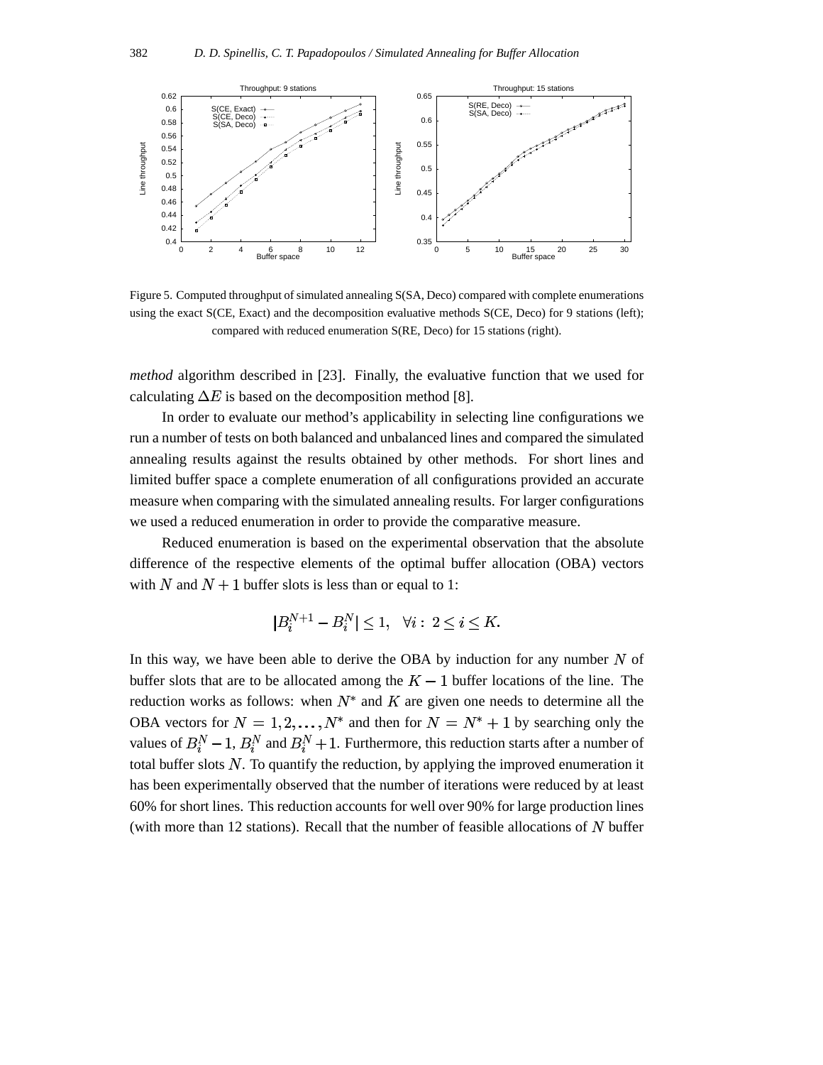Figure 5. Computed throughput of simulated annealing S(SA, Deco) compared with complete enumerations using the exact S(CE, Exact) and the decomposition evaluative methods S(CE, Deco) for 9 stations (left); compared with reduced enumeration S(RE, Deco) for 15 stations (right).

*method* algorithm described in [23]. Finally, the evaluative function that we used for calculating $\Delta E$ is based on the decomposition method [8].

In order to evaluate our method's applicability in selecting line configurations we run a number of tests on both balanced and unbalanced lines and compared the simulated annealing results against the results obtained by other methods. For short lines and limited buffer space a complete enumeration of all configurations provided an accurate measure when comparing with the simulated annealing results. For larger configurations we used a reduced enumeration in order to provide the comparative measure.

Reduced enumeration is based on the experimental observation that the absolute difference of the respective elements of the optimal buffer allocation (OBA) vectors with $N$ and $N + 1$ buffer slots is less than or equal to 1:

$$|B_i^{N+1} - B_i^N| \leq 1, \quad \forall i: \ 2 \leq i \leq K.$$

In this way, we have been able to derive the OBA by induction for any number $N$ of buffer slots that are to be allocated among the $K - 1$ buffer locations of the line. The reduction works as follows: when $N^*$ and $K$ are given one needs to determine all the OBA vectors for $N = 1, 2, \ldots, N^*$ and then for $N = N^* + 1$ by searching only the values of $B_i^N - 1$, $B_i^N$ and $B_i^N + 1$. Furthermore, this reduction starts after a number of total buffer slots $N$. To quantify the reduction, by applying the improved enumeration it has been experimentally observed that the number of iterations were reduced by at least 60% for short lines. This reduction accounts for well over 90% for large production lines (with more than 12 stations). Recall that the number of feasible allocations of $N$ buffer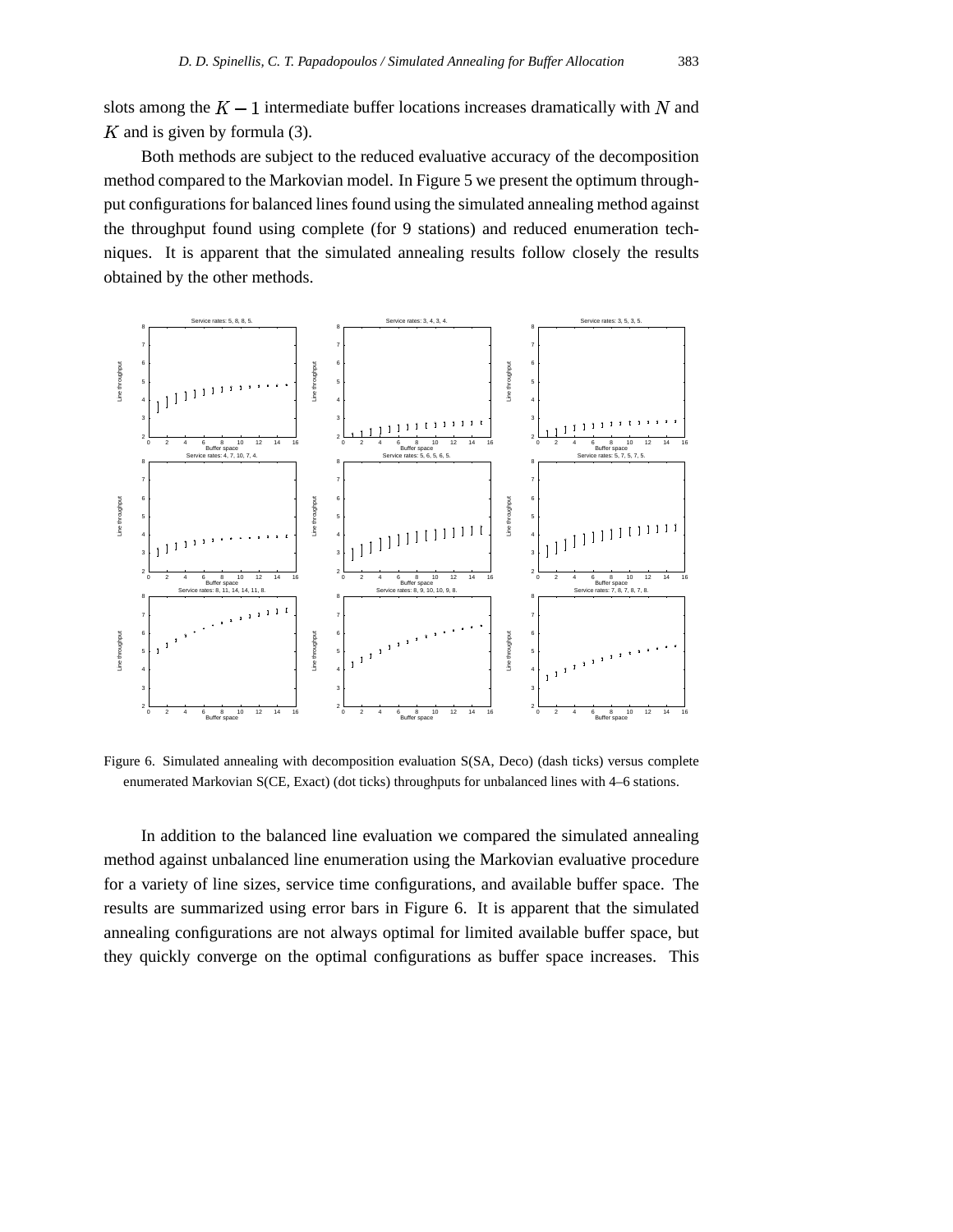slots among the $K-1$ intermediate buffer locations increases dramatically with $N$ and $K$ and is given by formula (3).

Both methods are subject to the reduced evaluative accuracy of the decomposition method compared to the Markovian model. In Figure 5 we present the optimum throughput configurations for balanced lines found using the simulated annealing method against the throughput found using complete (for 9 stations) and reduced enumeration techniques. It is apparent that the simulated annealing results follow closely the results obtained by the other methods.

Figure 6. Simulated annealing with decomposition evaluation S(SA, Deco) (dash ticks) versus complete enumerated Markovian S(CE, Exact) (dot ticks) throughputs for unbalanced lines with 4–6 stations.

In addition to the balanced line evaluation we compared the simulated annealing method against unbalanced line enumeration using the Markovian evaluative procedure for a variety of line sizes, service time configurations, and available buffer space. The results are summarized using error bars in Figure 6. It is apparent that the simulated annealing configurations are not always optimal for limited available buffer space, but they quickly converge on the optimal configurations as buffer space increases. This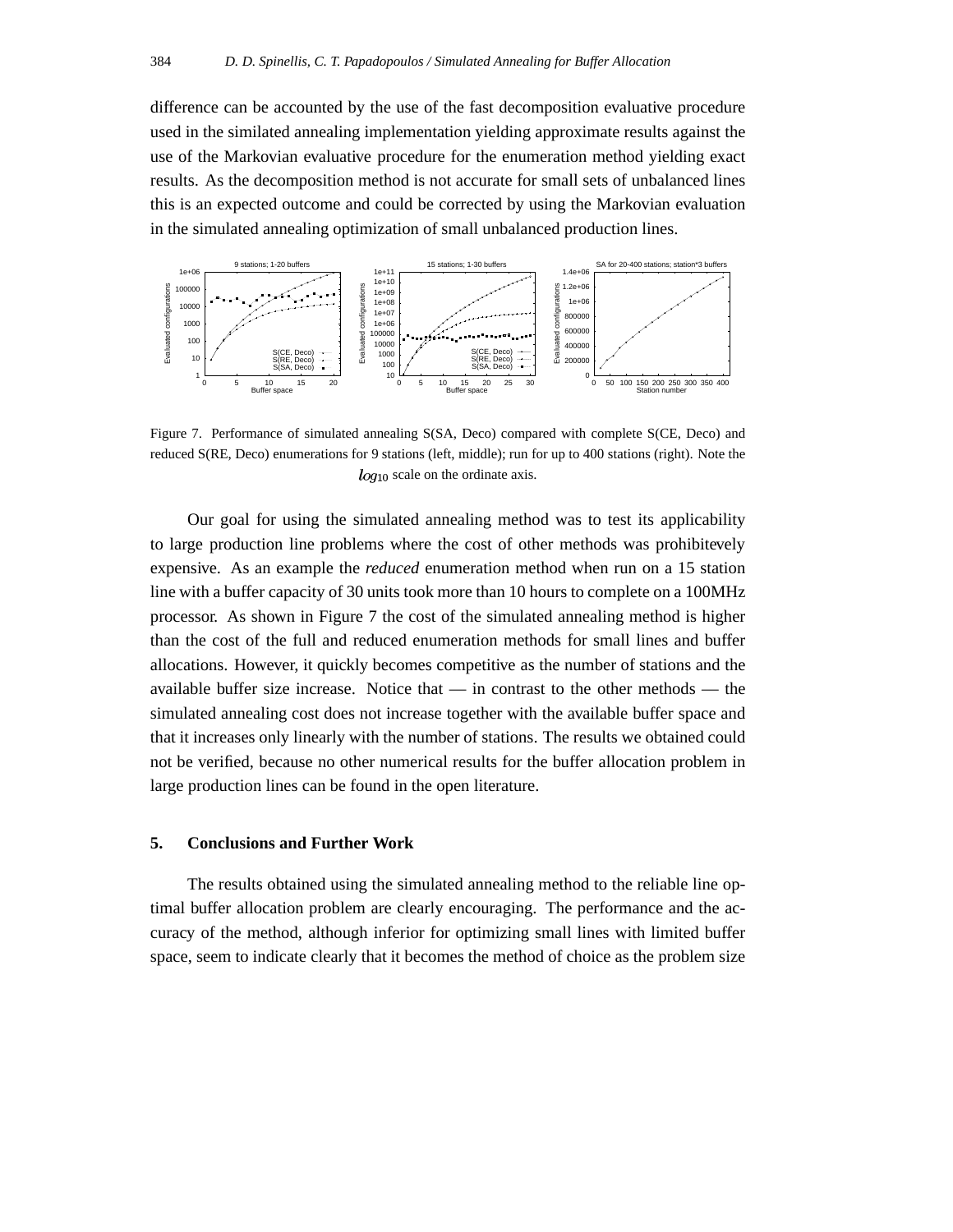difference can be accounted by the use of the fast decomposition evaluative procedure used in the similated annealing implementation yielding approximate results against the use of the Markovian evaluative procedure for the enumeration method yielding exact results. As the decomposition method is not accurate for small sets of unbalanced lines this is an expected outcome and could be corrected by using the Markovian evaluation in the simulated annealing optimization of small unbalanced production lines.

Figure 7. Performance of simulated annealing S(SA, Deco) compared with complete S(CE, Deco) and reduced S(RE, Deco) enumerations for 9 stations (left, middle); run for up to 400 stations (right). Note the $log_{10}$ scale on the ordinate axis.

Our goal for using the simulated annealing method was to test its applicability to large production line problems where the cost of other methods was prohibitevely expensive. As an example the *reduced* enumeration method when run on a 15 station line with a buffer capacity of 30 units took more than 10 hours to complete on a 100MHz processor. As shown in Figure 7 the cost of the simulated annealing method is higher than the cost of the full and reduced enumeration methods for small lines and buffer allocations. However, it quickly becomes competitive as the number of stations and the available buffer size increase. Notice that — in contrast to the other methods — the simulated annealing cost does not increase together with the available buffer space and that it increases only linearly with the number of stations. The results we obtained could not be verified, because no other numerical results for the buffer allocation problem in large production lines can be found in the open literature.

## 5. Conclusions and Further Work

The results obtained using the simulated annealing method to the reliable line optimal buffer allocation problem are clearly encouraging. The performance and the accuracy of the method, although inferior for optimizing small lines with limited buffer space, seem to indicate clearly that it becomes the method of choice as the problem size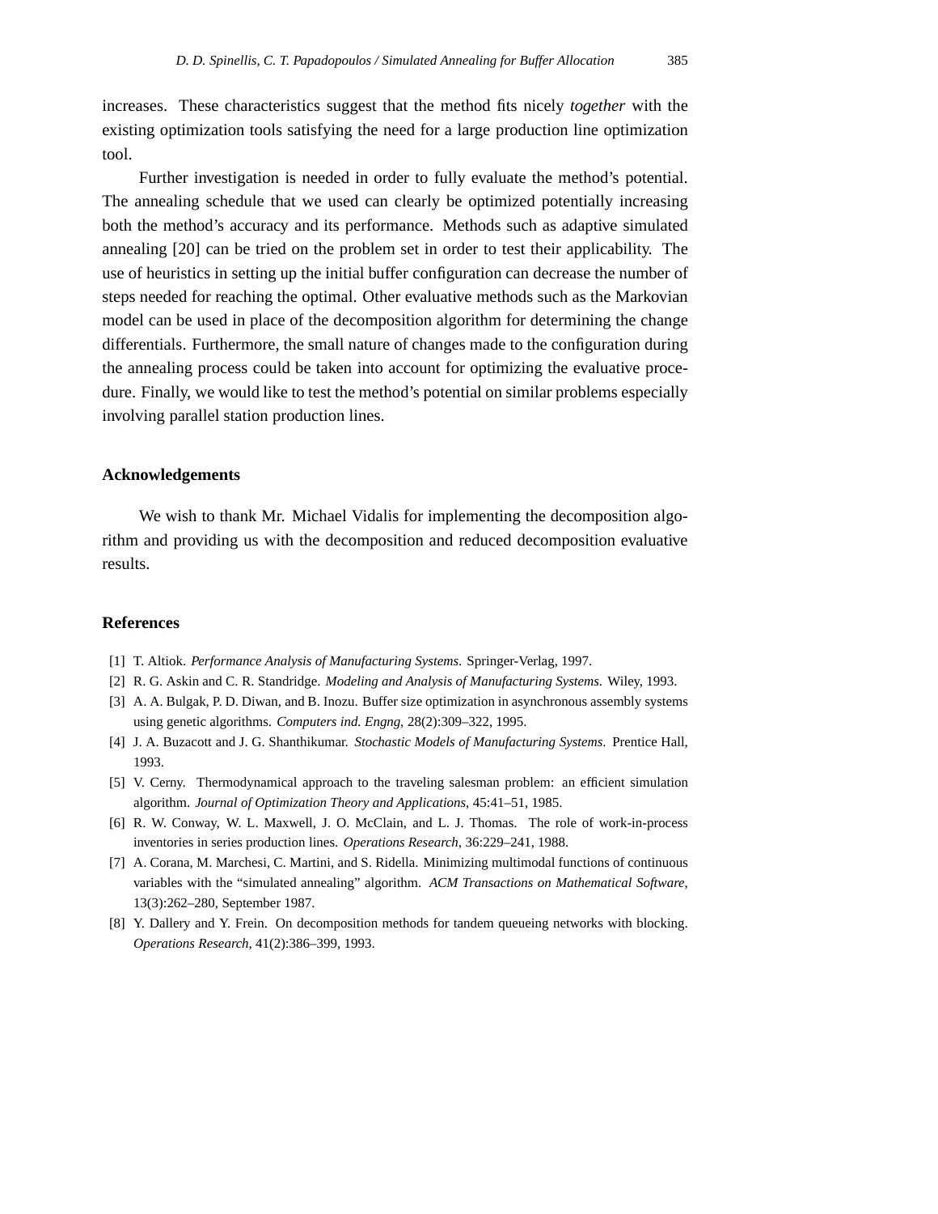increases. These characteristics suggest that the method fits nicely *together* with the existing optimization tools satisfying the need for a large production line optimization tool.

Further investigation is needed in order to fully evaluate the method's potential. The annealing schedule that we used can clearly be optimized potentially increasing both the method's accuracy and its performance. Methods such as adaptive simulated annealing [20] can be tried on the problem set in order to test their applicability. The use of heuristics in setting up the initial buffer configuration can decrease the number of steps needed for reaching the optimal. Other evaluative methods such as the Markovian model can be used in place of the decomposition algorithm for determining the change differentials. Furthermore, the small nature of changes made to the configuration during the annealing process could be taken into account for optimizing the evaluative procedure. Finally, we would like to test the method's potential on similar problems especially involving parallel station production lines.

## Acknowledgements

We wish to thank Mr. Michael Vidalis for implementing the decomposition algorithm and providing us with the decomposition and reduced decomposition evaluative results.

## References

[1] T. Altiok. *Performance Analysis of Manufacturing Systems*. Springer-Verlag, 1997.

[2] R. G. Askin and C. R. Standridge. *Modeling and Analysis of Manufacturing Systems*. Wiley, 1993.

[3] A. A. Bulgak, P. D. Diwan, and B. Inozu. Buffer size optimization in asynchronous assembly systems using genetic algorithms. *Computers ind. Engng*, 28(2):309–322, 1995.

[4] J. A. Buzacott and J. G. Shanthikumar. *Stochastic Models of Manufacturing Systems*. Prentice Hall, 1993.

[5] V. Cerny. Thermodynamical approach to the traveling salesman problem: an efficient simulation algorithm. *Journal of Optimization Theory and Applications*, 45:41–51, 1985.

[6] R. W. Conway, W. L. Maxwell, J. O. McClain, and L. J. Thomas. The role of work-in-process inventories in series production lines. *Operations Research*, 36:229–241, 1988.

[7] A. Corana, M. Marchesi, C. Martini, and S. Ridella. Minimizing multimodal functions of continuous variables with the "simulated annealing" algorithm. *ACM Transactions on Mathematical Software*, 13(3):262–280, September 1987.

[8] Y. Dallery and Y. Frein. On decomposition methods for tandem queueing networks with blocking. *Operations Research*, 41(2):386–399, 1993.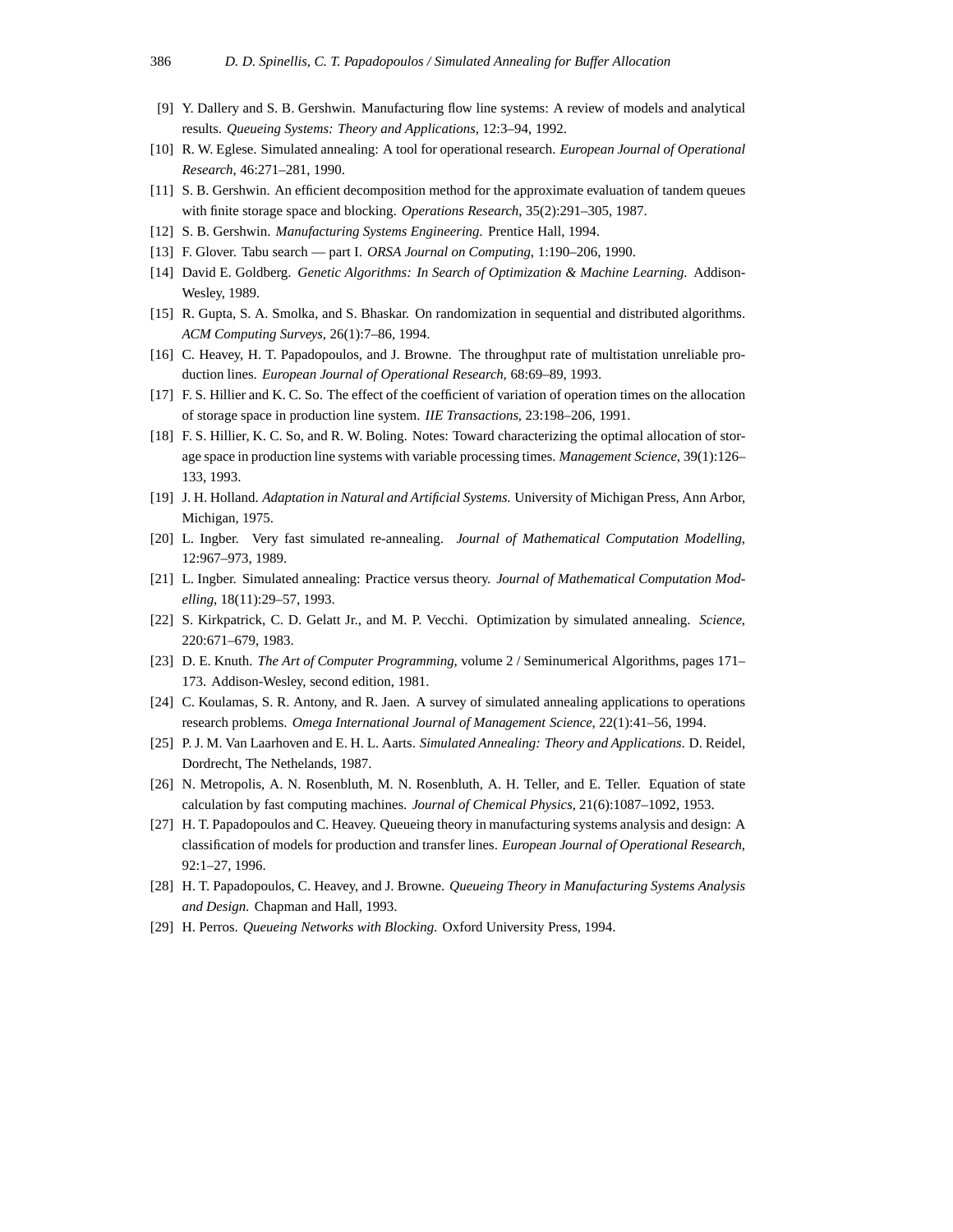[9] Y. Dallery and S. B. Gershwin. Manufacturing flow line systems: A review of models and analytical results. *Queueing Systems: Theory and Applications*, 12:3–94, 1992.

[10] R. W. Eglese. Simulated annealing: A tool for operational research. *European Journal of Operational Research*, 46:271–281, 1990.

[11] S. B. Gershwin. An efficient decomposition method for the approximate evaluation of tandem queues with finite storage space and blocking. *Operations Research*, 35(2):291–305, 1987.

[12] S. B. Gershwin. *Manufacturing Systems Engineering*. Prentice Hall, 1994.

[13] F. Glover. Tabu search — part I. *ORSA Journal on Computing*, 1:190–206, 1990.

[14] David E. Goldberg. *Genetic Algorithms: In Search of Optimization & Machine Learning*. Addison-Wesley, 1989.

[15] R. Gupta, S. A. Smolka, and S. Bhaskar. On randomization in sequential and distributed algorithms. *ACM Computing Surveys*, 26(1):7–86, 1994.

[16] C. Heavey, H. T. Papadopoulos, and J. Browne. The throughput rate of multistation unreliable production lines. *European Journal of Operational Research*, 68:69–89, 1993.

[17] F. S. Hillier and K. C. So. The effect of the coefficient of variation of operation times on the allocation of storage space in production line system. *IIE Transactions*, 23:198–206, 1991.

[18] F. S. Hillier, K. C. So, and R. W. Boling. Notes: Toward characterizing the optimal allocation of storage space in production line systems with variable processing times. *Management Science*, 39(1):126–133, 1993.

[19] J. H. Holland. *Adaptation in Natural and Artificial Systems*. University of Michigan Press, Ann Arbor, Michigan, 1975.

[20] L. Ingber. Very fast simulated re-annealing. *Journal of Mathematical Computation Modelling*, 12:967–973, 1989.

[21] L. Ingber. Simulated annealing: Practice versus theory. *Journal of Mathematical Computation Modelling*, 18(11):29–57, 1993.

[22] S. Kirkpatrick, C. D. Gelatt Jr., and M. P. Vecchi. Optimization by simulated annealing. *Science*, 220:671–679, 1983.

[23] D. E. Knuth. *The Art of Computer Programming*, volume 2 / Seminumerical Algorithms, pages 171–173. Addison-Wesley, second edition, 1981.

[24] C. Koulamas, S. R. Antony, and R. Jaen. A survey of simulated annealing applications to operations research problems. *Omega International Journal of Management Science*, 22(1):41–56, 1994.

[25] P. J. M. Van Laarhoven and E. H. L. Aarts. *Simulated Annealing: Theory and Applications*. D. Reidel, Dordrecht, The Nethelands, 1987.

[26] N. Metropolis, A. N. Rosenbluth, M. N. Rosenbluth, A. H. Teller, and E. Teller. Equation of state calculation by fast computing machines. *Journal of Chemical Physics*, 21(6):1087–1092, 1953.

[27] H. T. Papadopoulos and C. Heavey. Queueing theory in manufacturing systems analysis and design: A classification of models for production and transfer lines. *European Journal of Operational Research*, 92:1–27, 1996.

[28] H. T. Papadopoulos, C. Heavey, and J. Browne. *Queueing Theory in Manufacturing Systems Analysis and Design*. Chapman and Hall, 1993.

[29] H. Perros. *Queueing Networks with Blocking*. Oxford University Press, 1994.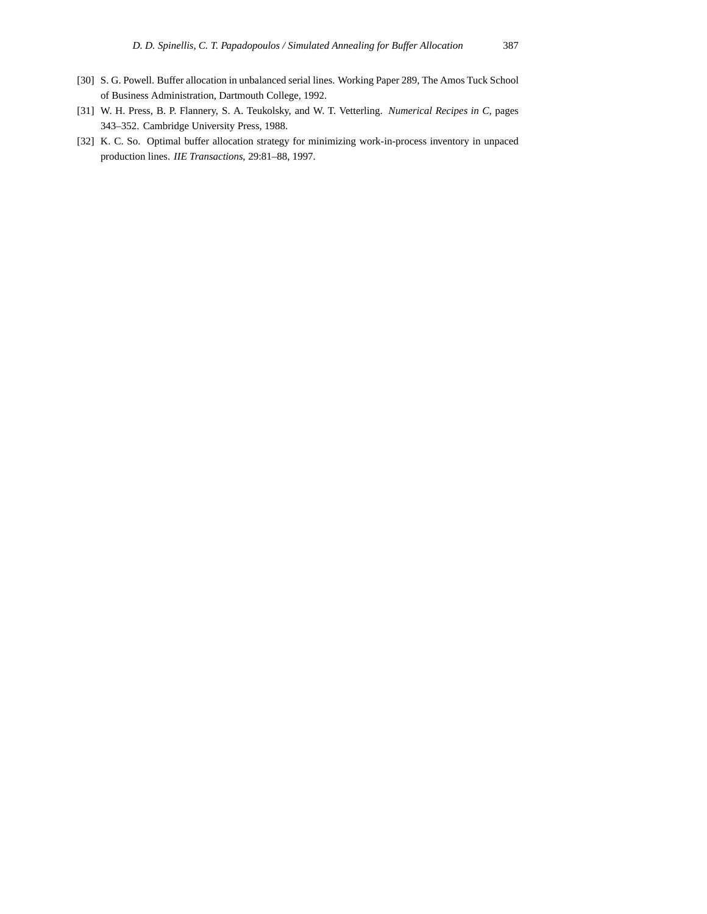[30] S. G. Powell. Buffer allocation in unbalanced serial lines. Working Paper 289, The Amos Tuck School of Business Administration, Dartmouth College, 1992.

[31] W. H. Press, B. P. Flannery, S. A. Teukolsky, and W. T. Vetterling. *Numerical Recipes in C*, pages 343–352. Cambridge University Press, 1988.

[32] K. C. So. Optimal buffer allocation strategy for minimizing work-in-process inventory in unpaced production lines. *IIE Transactions*, 29:81–88, 1997.